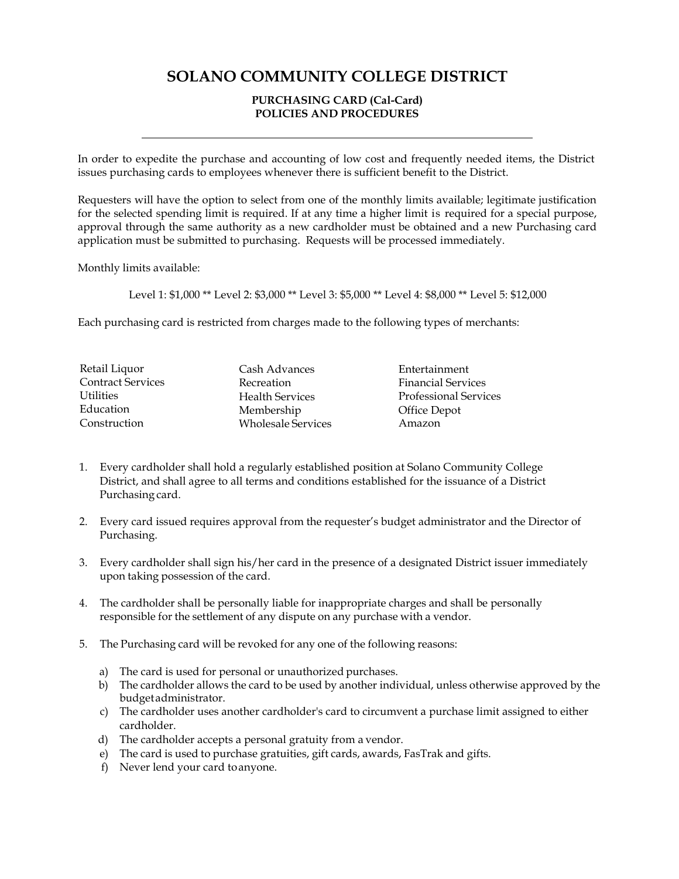# SOLANO COMMUNITY COLLEGE DISTRICT

## PURCHASING CARD (Cal-Card) POLICIES AND PROCEDURES

---

In order to expedite the purchase and accounting of low cost and frequently needed items, the District issues purchasing cards to employees whenever there is sufficient benefit to the District.

Requesters will have the option to select from one of the monthly limits available; legitimate justification for the selected spending limit is required. If at any time a higher limit is required for a special purpose, approval through the same authority as a new cardholder must be obtained and a new Purchasing card application must be submitted to purchasing. Requests will be processed immediately.

Monthly limits available:

Level 1: $1,000 ** Level 2: $3,000 ** Level 3: $5,000 ** Level 4: $8,000 ** Level 5: $12,000

Each purchasing card is restricted from charges made to the following types of merchants:

| | | |
|---|---|---|
| Retail Liquor | Cash Advances | Entertainment |
| Contract Services | Recreation | Financial Services |
| Utilities | Health Services | Professional Services |
| Education | Membership | Office Depot |
| Construction | Wholesale Services | Amazon |

1. Every cardholder shall hold a regularly established position at Solano Community College District, and shall agree to all terms and conditions established for the issuance of a District Purchasing card.

2. Every card issued requires approval from the requester's budget administrator and the Director of Purchasing.

3. Every cardholder shall sign his/her card in the presence of a designated District issuer immediately upon taking possession of the card.

4. The cardholder shall be personally liable for inappropriate charges and shall be personally responsible for the settlement of any dispute on any purchase with a vendor.

5. The Purchasing card will be revoked for any one of the following reasons:

   a) The card is used for personal or unauthorized purchases.
   b) The cardholder allows the card to be used by another individual, unless otherwise approved by the budget administrator.
   c) The cardholder uses another cardholder's card to circumvent a purchase limit assigned to either cardholder.
   d) The cardholder accepts a personal gratuity from a vendor.
   e) The card is used to purchase gratuities, gift cards, awards, FasTrak and gifts.
   f) Never lend your card to anyone.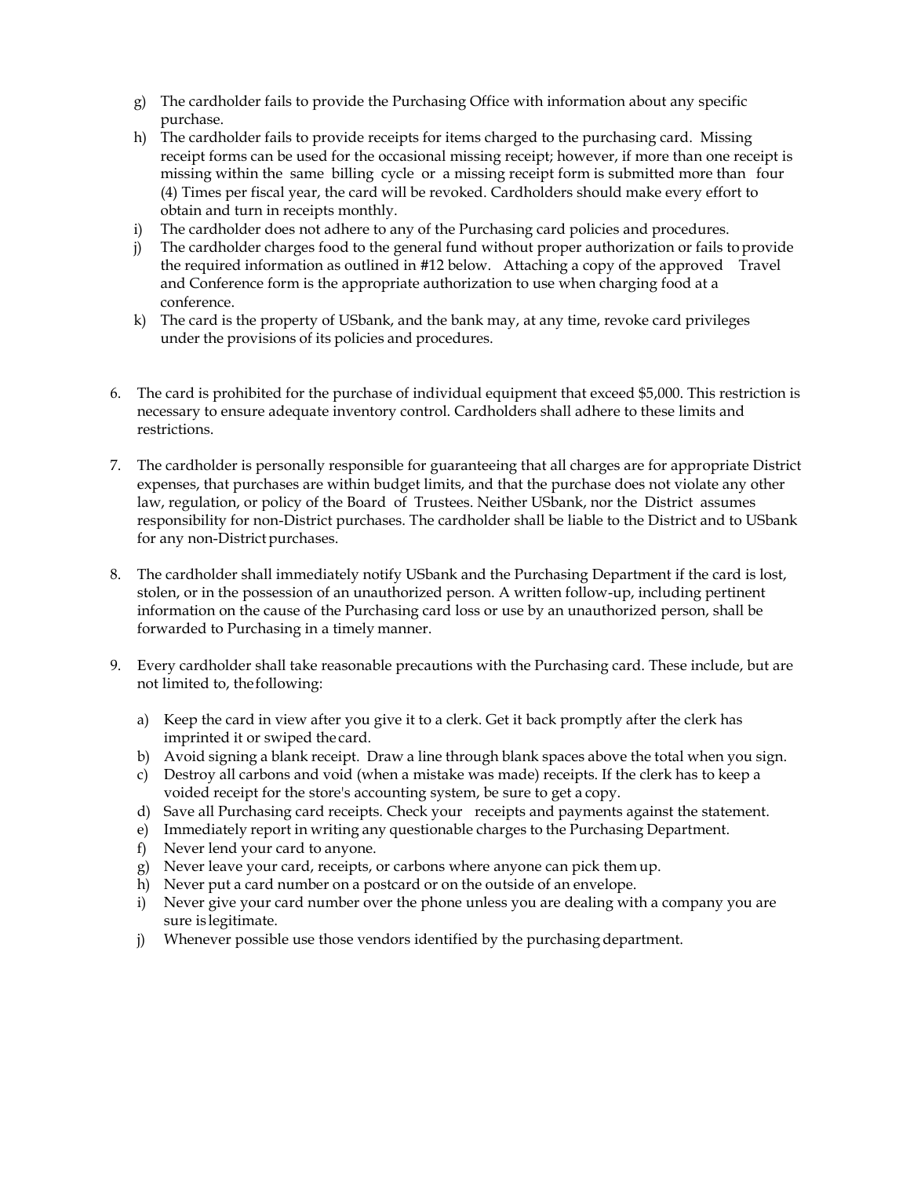g) The cardholder fails to provide the Purchasing Office with information about any specific purchase.
h) The cardholder fails to provide receipts for items charged to the purchasing card. Missing receipt forms can be used for the occasional missing receipt; however, if more than one receipt is missing within the same billing cycle or a missing receipt form is submitted more than four (4) Times per fiscal year, the card will be revoked. Cardholders should make every effort to obtain and turn in receipts monthly.
i) The cardholder does not adhere to any of the Purchasing card policies and procedures.
j) The cardholder charges food to the general fund without proper authorization or fails to provide the required information as outlined in #12 below. Attaching a copy of the approved Travel and Conference form is the appropriate authorization to use when charging food at a conference.
k) The card is the property of USbank, and the bank may, at any time, revoke card privileges under the provisions of its policies and procedures.

6. The card is prohibited for the purchase of individual equipment that exceed $5,000. This restriction is necessary to ensure adequate inventory control. Cardholders shall adhere to these limits and restrictions.

7. The cardholder is personally responsible for guaranteeing that all charges are for appropriate District expenses, that purchases are within budget limits, and that the purchase does not violate any other law, regulation, or policy of the Board of Trustees. Neither USbank, nor the District assumes responsibility for non-District purchases. The cardholder shall be liable to the District and to USbank for any non-District purchases.

8. The cardholder shall immediately notify USbank and the Purchasing Department if the card is lost, stolen, or in the possession of an unauthorized person. A written follow-up, including pertinent information on the cause of the Purchasing card loss or use by an unauthorized person, shall be forwarded to Purchasing in a timely manner.

9. Every cardholder shall take reasonable precautions with the Purchasing card. These include, but are not limited to, the following:

   a) Keep the card in view after you give it to a clerk. Get it back promptly after the clerk has imprinted it or swiped the card.
   b) Avoid signing a blank receipt. Draw a line through blank spaces above the total when you sign.
   c) Destroy all carbons and void (when a mistake was made) receipts. If the clerk has to keep a voided receipt for the store's accounting system, be sure to get a copy.
   d) Save all Purchasing card receipts. Check your receipts and payments against the statement.
   e) Immediately report in writing any questionable charges to the Purchasing Department.
   f) Never lend your card to anyone.
   g) Never leave your card, receipts, or carbons where anyone can pick them up.
   h) Never put a card number on a postcard or on the outside of an envelope.
   i) Never give your card number over the phone unless you are dealing with a company you are sure is legitimate.
   j) Whenever possible use those vendors identified by the purchasing department.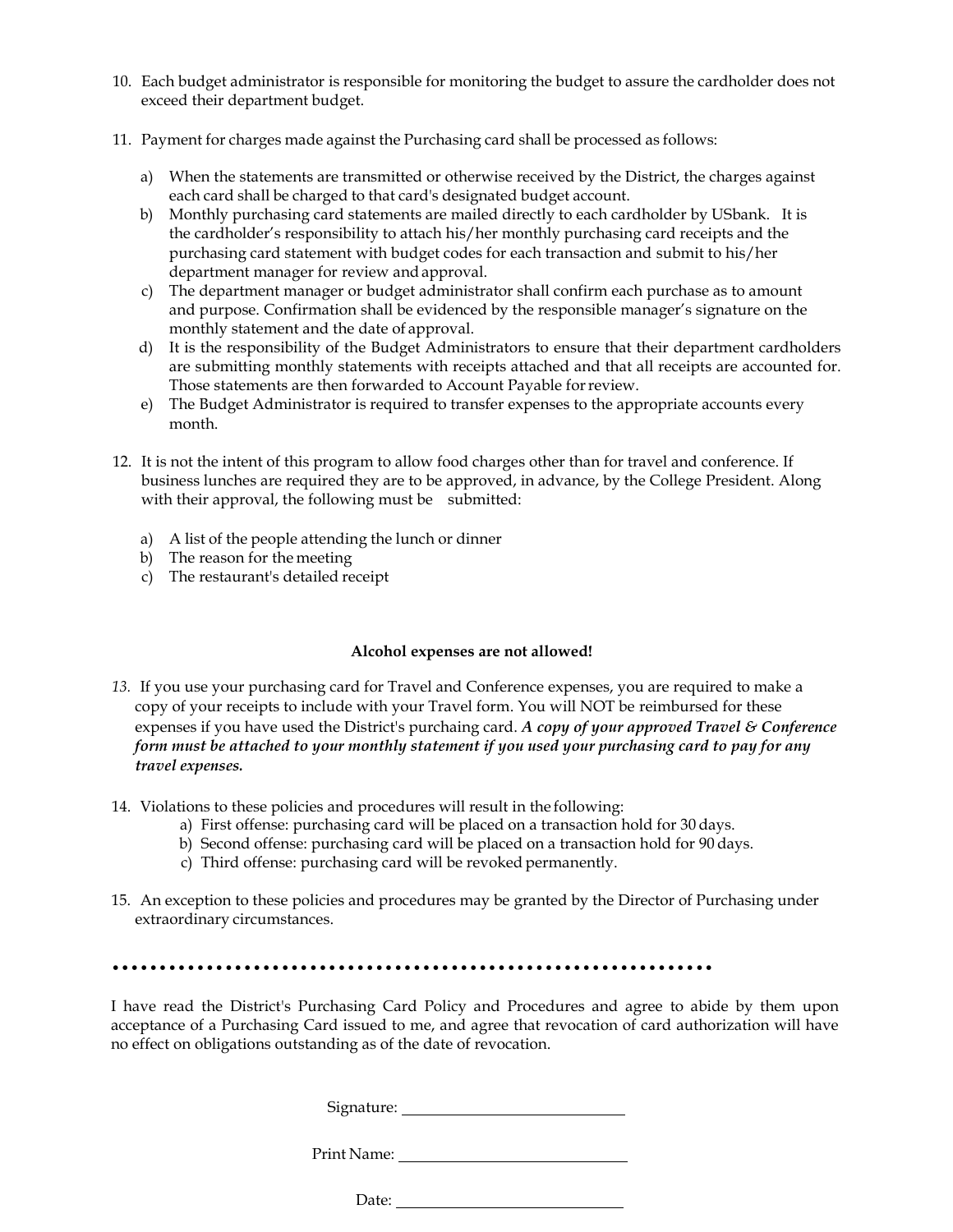10. Each budget administrator is responsible for monitoring the budget to assure the cardholder does not exceed their department budget.

11. Payment for charges made against the Purchasing card shall be processed as follows:

    a) When the statements are transmitted or otherwise received by the District, the charges against each card shall be charged to that card's designated budget account.
    b) Monthly purchasing card statements are mailed directly to each cardholder by USbank. It is the cardholder's responsibility to attach his/her monthly purchasing card receipts and the purchasing card statement with budget codes for each transaction and submit to his/her department manager for review and approval.
    c) The department manager or budget administrator shall confirm each purchase as to amount and purpose. Confirmation shall be evidenced by the responsible manager's signature on the monthly statement and the date of approval.
    d) It is the responsibility of the Budget Administrators to ensure that their department cardholders are submitting monthly statements with receipts attached and that all receipts are accounted for. Those statements are then forwarded to Account Payable for review.
    e) The Budget Administrator is required to transfer expenses to the appropriate accounts every month.

12. It is not the intent of this program to allow food charges other than for travel and conference. If business lunches are required they are to be approved, in advance, by the College President. Along with their approval, the following must be submitted:

    a) A list of the people attending the lunch or dinner
    b) The reason for the meeting
    c) The restaurant's detailed receipt

**Alcohol expenses are not allowed!**

13. If you use your purchasing card for Travel and Conference expenses, you are required to make a copy of your receipts to include with your Travel form. You will NOT be reimbursed for these expenses if you have used the District's purchaing card. ***A copy of your approved Travel & Conference form must be attached to your monthly statement if you used your purchasing card to pay for any travel expenses.***

14. Violations to these policies and procedures will result in the following:
    a) First offense: purchasing card will be placed on a transaction hold for 30 days.
    b) Second offense: purchasing card will be placed on a transaction hold for 90 days.
    c) Third offense: purchasing card will be revoked permanently.

15. An exception to these policies and procedures may be granted by the Director of Purchasing under extraordinary circumstances.

••••••••••••••••••••••••••••••••••••••••••••••••••••••••••••••

I have read the District's Purchasing Card Policy and Procedures and agree to abide by them upon acceptance of a Purchasing Card issued to me, and agree that revocation of card authorization will have no effect on obligations outstanding as of the date of revocation.

Signature: ____________________________

Print Name: ____________________________

Date: ____________________________